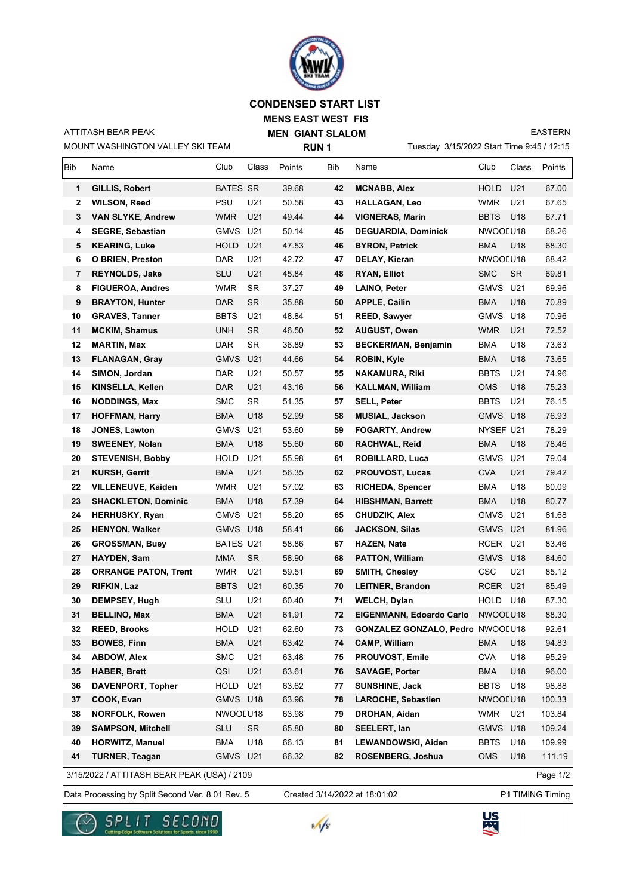# CONDENSED START LIST

## MENS EAST WEST FIS

## MEN GIANT SLALOM

### RUN 1

ATTITASH BEAR PEAK

MOUNT WASHINGTON VALLEY SKI TEAM

EASTERN

Tuesday 3/15/2022 Start Time 9:45 / 12:15

| Bib | Name | Club | Class | Points | Bib | Name | Club | Class | Points |
|---|---|---|---|---|---|---|---|---|---|
| 1 | **GILLIS, Robert** | BATES | SR | 39.68 | 42 | **MCNABB, Alex** | HOLD | U21 | 67.00 |
| 2 | **WILSON, Reed** | PSU | U21 | 50.58 | 43 | **HALLAGAN, Leo** | WMR | U21 | 67.65 |
| 3 | **VAN SLYKE, Andrew** | WMR | U21 | 49.44 | 44 | **VIGNERAS, Marin** | BBTS | U18 | 67.71 |
| 4 | **SEGRE, Sebastian** | GMVS | U21 | 50.14 | 45 | **DEGUARDIA, Dominick** | NWOOD | U18 | 68.26 |
| 5 | **KEARING, Luke** | HOLD | U21 | 47.53 | 46 | **BYRON, Patrick** | BMA | U18 | 68.30 |
| 6 | **O BRIEN, Preston** | DAR | U21 | 42.72 | 47 | **DELAY, Kieran** | NWOOD | U18 | 68.42 |
| 7 | **REYNOLDS, Jake** | SLU | U21 | 45.84 | 48 | **RYAN, Elliot** | SMC | SR | 69.81 |
| 8 | **FIGUEROA, Andres** | WMR | SR | 37.27 | 49 | **LAINO, Peter** | GMVS | U21 | 69.96 |
| 9 | **BRAYTON, Hunter** | DAR | SR | 35.88 | 50 | **APPLE, Cailin** | BMA | U18 | 70.89 |
| 10 | **GRAVES, Tanner** | BBTS | U21 | 48.84 | 51 | **REED, Sawyer** | GMVS | U18 | 70.96 |
| 11 | **MCKIM, Shamus** | UNH | SR | 46.50 | 52 | **AUGUST, Owen** | WMR | U21 | 72.52 |
| 12 | **MARTIN, Max** | DAR | SR | 36.89 | 53 | **BECKERMAN, Benjamin** | BMA | U18 | 73.63 |
| 13 | **FLANAGAN, Gray** | GMVS | U21 | 44.66 | 54 | **ROBIN, Kyle** | BMA | U18 | 73.65 |
| 14 | **SIMON, Jordan** | DAR | U21 | 50.57 | 55 | **NAKAMURA, Riki** | BBTS | U21 | 74.96 |
| 15 | **KINSELLA, Kellen** | DAR | U21 | 43.16 | 56 | **KALLMAN, William** | OMS | U18 | 75.23 |
| 16 | **NODDINGS, Max** | SMC | SR | 51.35 | 57 | **SELL, Peter** | BBTS | U21 | 76.15 |
| 17 | **HOFFMAN, Harry** | BMA | U18 | 52.99 | 58 | **MUSIAL, Jackson** | GMVS | U18 | 76.93 |
| 18 | **JONES, Lawton** | GMVS | U21 | 53.60 | 59 | **FOGARTY, Andrew** | NYSEF | U21 | 78.29 |
| 19 | **SWEENEY, Nolan** | BMA | U18 | 55.60 | 60 | **RACHWAL, Reid** | BMA | U18 | 78.46 |
| 20 | **STEVENISH, Bobby** | HOLD | U21 | 55.98 | 61 | **ROBILLARD, Luca** | GMVS | U21 | 79.04 |
| 21 | **KURSH, Gerrit** | BMA | U21 | 56.35 | 62 | **PROUVOST, Lucas** | CVA | U21 | 79.42 |
| 22 | **VILLENEUVE, Kaiden** | WMR | U21 | 57.02 | 63 | **RICHEDA, Spencer** | BMA | U18 | 80.09 |
| 23 | **SHACKLETON, Dominic** | BMA | U18 | 57.39 | 64 | **HIBSHMAN, Barrett** | BMA | U18 | 80.77 |
| 24 | **HERHUSKY, Ryan** | GMVS | U21 | 58.20 | 65 | **CHUDZIK, Alex** | GMVS | U21 | 81.68 |
| 25 | **HENYON, Walker** | GMVS | U18 | 58.41 | 66 | **JACKSON, Silas** | GMVS | U21 | 81.96 |
| 26 | **GROSSMAN, Buey** | BATES | U21 | 58.86 | 67 | **HAZEN, Nate** | RCER | U21 | 83.46 |
| 27 | **HAYDEN, Sam** | MMA | SR | 58.90 | 68 | **PATTON, William** | GMVS | U18 | 84.60 |
| 28 | **ORRANGE PATON, Trent** | WMR | U21 | 59.51 | 69 | **SMITH, Chesley** | CSC | U21 | 85.12 |
| 29 | **RIFKIN, Laz** | BBTS | U21 | 60.35 | 70 | **LEITNER, Brandon** | RCER | U21 | 85.49 |
| 30 | **DEMPSEY, Hugh** | SLU | U21 | 60.40 | 71 | **WELCH, Dylan** | HOLD | U18 | 87.30 |
| 31 | **BELLINO, Max** | BMA | U21 | 61.91 | 72 | **EIGENMANN, Edoardo Carlo** | NWOOD | U18 | 88.30 |
| 32 | **REED, Brooks** | HOLD | U21 | 62.60 | 73 | **GONZALEZ GONZALO, Pedro** | NWOOD | U18 | 92.61 |
| 33 | **BOWES, Finn** | BMA | U21 | 63.42 | 74 | **CAMP, William** | BMA | U18 | 94.83 |
| 34 | **ABDOW, Alex** | SMC | U21 | 63.48 | 75 | **PROUVOST, Emile** | CVA | U18 | 95.29 |
| 35 | **HABER, Brett** | QSI | U21 | 63.61 | 76 | **SAVAGE, Porter** | BMA | U18 | 96.00 |
| 36 | **DAVENPORT, Topher** | HOLD | U21 | 63.62 | 77 | **SUNSHINE, Jack** | BBTS | U18 | 98.88 |
| 37 | **COOK, Evan** | GMVS | U18 | 63.96 | 78 | **LAROCHE, Sebastien** | NWOOD | U18 | 100.33 |
| 38 | **NORFOLK, Rowen** | NWOOD | U18 | 63.98 | 79 | **DROHAN, Aidan** | WMR | U21 | 103.84 |
| 39 | **SAMPSON, Mitchell** | SLU | SR | 65.80 | 80 | **SEELERT, Ian** | GMVS | U18 | 109.24 |
| 40 | **HORWITZ, Manuel** | BMA | U18 | 66.13 | 81 | **LEWANDOWSKI, Aiden** | BBTS | U18 | 109.99 |
| 41 | **TURNER, Teagan** | GMVS | U21 | 66.32 | 82 | **ROSENBERG, Joshua** | OMS | U18 | 111.19 |

3/15/2022 / ATTITASH BEAR PEAK (USA) / 2109

Data Processing by Split Second Ver. 8.01 Rev. 5 Created 3/14/2022 at 18:01:02 P1 TIMING Timing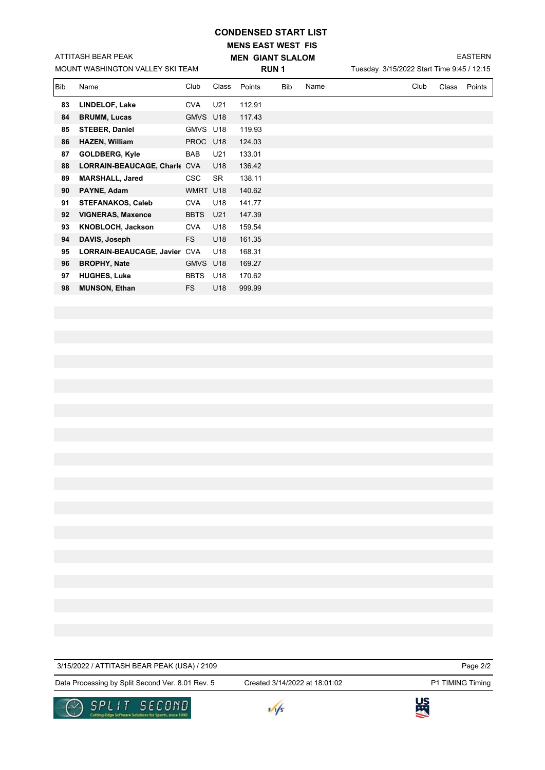# CONDENSED START LIST

**MENS EAST WEST FIS**

**MEN GIANT SLALOM**

**RUN 1**

ATTITASH BEAR PEAK

MOUNT WASHINGTON VALLEY SKI TEAM

EASTERN

Tuesday 3/15/2022 Start Time 9:45 / 12:15

| Bib | Name | Club | Class | Points | Bib | Name | Club | Class | Points |
|---|---|---|---|---|---|---|---|---|---|
| **83** | **LINDELOF, Lake** | CVA | U21 | 112.91 | | | | | |
| **84** | **BRUMM, Lucas** | GMVS | U18 | 117.43 | | | | | |
| **85** | **STEBER, Daniel** | GMVS | U18 | 119.93 | | | | | |
| **86** | **HAZEN, William** | PROC | U18 | 124.03 | | | | | |
| **87** | **GOLDBERG, Kyle** | BAB | U21 | 133.01 | | | | | |
| **88** | **LORRAIN-BEAUCAGE, Charle** | CVA | U18 | 136.42 | | | | | |
| **89** | **MARSHALL, Jared** | CSC | SR | 138.11 | | | | | |
| **90** | **PAYNE, Adam** | WMRT | U18 | 140.62 | | | | | |
| **91** | **STEFANAKOS, Caleb** | CVA | U18 | 141.77 | | | | | |
| **92** | **VIGNERAS, Maxence** | BBTS | U21 | 147.39 | | | | | |
| **93** | **KNOBLOCH, Jackson** | CVA | U18 | 159.54 | | | | | |
| **94** | **DAVIS, Joseph** | FS | U18 | 161.35 | | | | | |
| **95** | **LORRAIN-BEAUCAGE, Javier** | CVA | U18 | 168.31 | | | | | |
| **96** | **BROPHY, Nate** | GMVS | U18 | 169.27 | | | | | |
| **97** | **HUGHES, Luke** | BBTS | U18 | 170.62 | | | | | |
| **98** | **MUNSON, Ethan** | FS | U18 | 999.99 | | | | | |

3/15/2022 / ATTITASH BEAR PEAK (USA) / 2109

Data Processing by Split Second Ver. 8.01 Rev. 5 | Created 3/14/2022 at 18:01:02 | P1 TIMING Timing